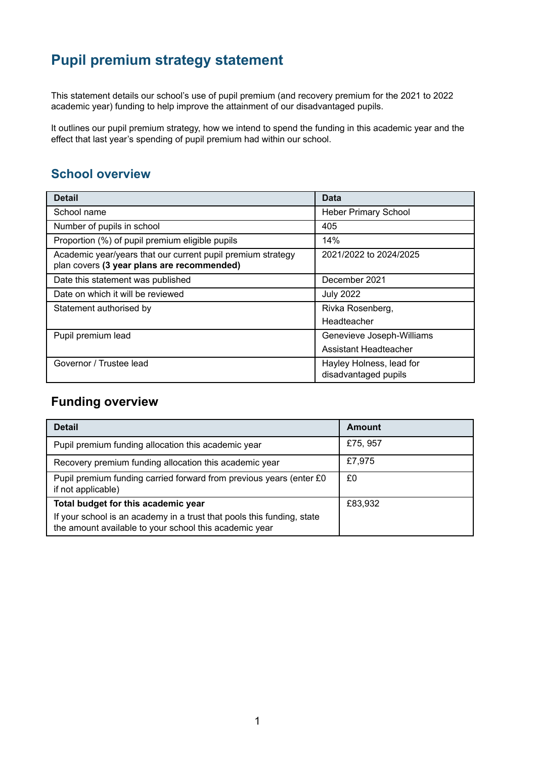# Pupil premium strategy statement

This statement details our school's use of pupil premium (and recovery premium for the 2021 to 2022 academic year) funding to help improve the attainment of our disadvantaged pupils.

It outlines our pupil premium strategy, how we intend to spend the funding in this academic year and the effect that last year's spending of pupil premium had within our school.

## School overview

| Detail | Data |
|---|---|
| School name | Heber Primary School |
| Number of pupils in school | 405 |
| Proportion (%) of pupil premium eligible pupils | 14% |
| Academic year/years that our current pupil premium strategy plan covers **(3 year plans are recommended)** | 2021/2022 to 2024/2025 |
| Date this statement was published | December 2021 |
| Date on which it will be reviewed | July 2022 |
| Statement authorised by | Rivka Rosenberg, Headteacher |
| Pupil premium lead | Genevieve Joseph-Williams Assistant Headteacher |
| Governor / Trustee lead | Hayley Holness, lead for disadvantaged pupils |

## Funding overview

| Detail | Amount |
|---|---|
| Pupil premium funding allocation this academic year | £75, 957 |
| Recovery premium funding allocation this academic year | £7,975 |
| Pupil premium funding carried forward from previous years (enter £0 if not applicable) | £0 |
| **Total budget for this academic year** If your school is an academy in a trust that pools this funding, state the amount available to your school this academic year | £83,932 |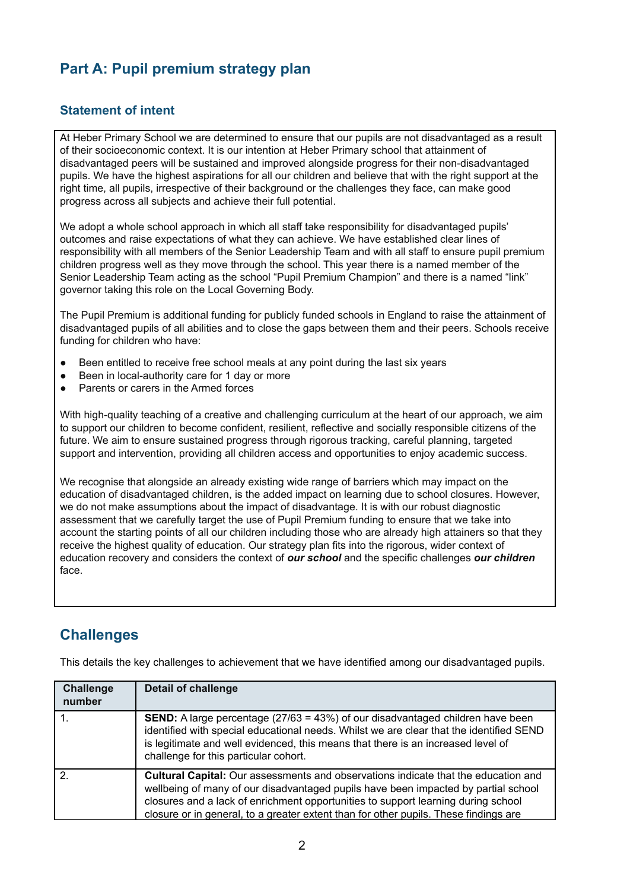## Part A: Pupil premium strategy plan

### Statement of intent

At Heber Primary School we are determined to ensure that our pupils are not disadvantaged as a result of their socioeconomic context. It is our intention at Heber Primary school that attainment of disadvantaged peers will be sustained and improved alongside progress for their non-disadvantaged pupils. We have the highest aspirations for all our children and believe that with the right support at the right time, all pupils, irrespective of their background or the challenges they face, can make good progress across all subjects and achieve their full potential.

We adopt a whole school approach in which all staff take responsibility for disadvantaged pupils' outcomes and raise expectations of what they can achieve. We have established clear lines of responsibility with all members of the Senior Leadership Team and with all staff to ensure pupil premium children progress well as they move through the school. This year there is a named member of the Senior Leadership Team acting as the school "Pupil Premium Champion" and there is a named "link" governor taking this role on the Local Governing Body.

The Pupil Premium is additional funding for publicly funded schools in England to raise the attainment of disadvantaged pupils of all abilities and to close the gaps between them and their peers. Schools receive funding for children who have:

- Been entitled to receive free school meals at any point during the last six years
- Been in local-authority care for 1 day or more
- Parents or carers in the Armed forces

With high-quality teaching of a creative and challenging curriculum at the heart of our approach, we aim to support our children to become confident, resilient, reflective and socially responsible citizens of the future. We aim to ensure sustained progress through rigorous tracking, careful planning, targeted support and intervention, providing all children access and opportunities to enjoy academic success.

We recognise that alongside an already existing wide range of barriers which may impact on the education of disadvantaged children, is the added impact on learning due to school closures. However, we do not make assumptions about the impact of disadvantage. It is with our robust diagnostic assessment that we carefully target the use of Pupil Premium funding to ensure that we take into account the starting points of all our children including those who are already high attainers so that they receive the highest quality of education. Our strategy plan fits into the rigorous, wider context of education recovery and considers the context of ***our school*** and the specific challenges ***our children*** face.

## Challenges

This details the key challenges to achievement that we have identified among our disadvantaged pupils.

| Challenge number | Detail of challenge |
|---|---|
| 1. | **SEND:** A large percentage (27/63 = 43%) of our disadvantaged children have been identified with special educational needs. Whilst we are clear that the identified SEND is legitimate and well evidenced, this means that there is an increased level of challenge for this particular cohort. |
| 2. | **Cultural Capital:** Our assessments and observations indicate that the education and wellbeing of many of our disadvantaged pupils have been impacted by partial school closures and a lack of enrichment opportunities to support learning during school closure or in general, to a greater extent than for other pupils. These findings are |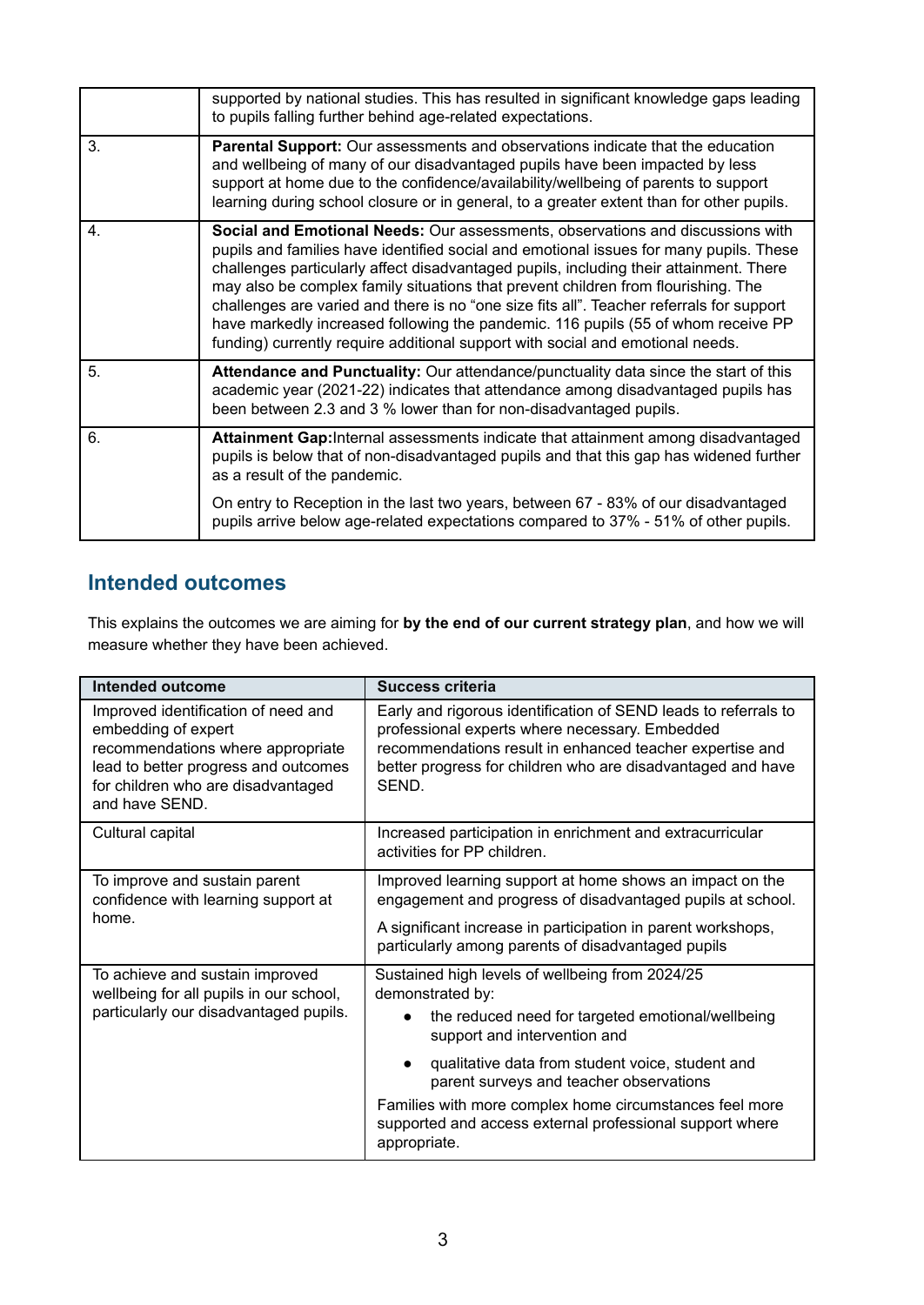| | |
|---|---|
| | supported by national studies. This has resulted in significant knowledge gaps leading to pupils falling further behind age-related expectations. |
| 3. | **Parental Support:** Our assessments and observations indicate that the education and wellbeing of many of our disadvantaged pupils have been impacted by less support at home due to the confidence/availability/wellbeing of parents to support learning during school closure or in general, to a greater extent than for other pupils. |
| 4. | **Social and Emotional Needs:** Our assessments, observations and discussions with pupils and families have identified social and emotional issues for many pupils. These challenges particularly affect disadvantaged pupils, including their attainment. There may also be complex family situations that prevent children from flourishing. The challenges are varied and there is no "one size fits all". Teacher referrals for support have markedly increased following the pandemic. 116 pupils (55 of whom receive PP funding) currently require additional support with social and emotional needs. |
| 5. | **Attendance and Punctuality:** Our attendance/punctuality data since the start of this academic year (2021-22) indicates that attendance among disadvantaged pupils has been between 2.3 and 3 % lower than for non-disadvantaged pupils. |
| 6. | **Attainment Gap:** Internal assessments indicate that attainment among disadvantaged pupils is below that of non-disadvantaged pupils and that this gap has widened further as a result of the pandemic.<br><br>On entry to Reception in the last two years, between 67 - 83% of our disadvantaged pupils arrive below age-related expectations compared to 37% - 51% of other pupils. |

## Intended outcomes

This explains the outcomes we are aiming for **by the end of our current strategy plan**, and how we will measure whether they have been achieved.

| Intended outcome | Success criteria |
|---|---|
| Improved identification of need and embedding of expert recommendations where appropriate lead to better progress and outcomes for children who are disadvantaged and have SEND. | Early and rigorous identification of SEND leads to referrals to professional experts where necessary. Embedded recommendations result in enhanced teacher expertise and better progress for children who are disadvantaged and have SEND. |
| Cultural capital | Increased participation in enrichment and extracurricular activities for PP children. |
| To improve and sustain parent confidence with learning support at home. | Improved learning support at home shows an impact on the engagement and progress of disadvantaged pupils at school.<br><br>A significant increase in participation in parent workshops, particularly among parents of disadvantaged pupils |
| To achieve and sustain improved wellbeing for all pupils in our school, particularly our disadvantaged pupils. | Sustained high levels of wellbeing from 2024/25 demonstrated by:<br>• the reduced need for targeted emotional/wellbeing support and intervention and<br>• qualitative data from student voice, student and parent surveys and teacher observations<br><br>Families with more complex home circumstances feel more supported and access external professional support where appropriate. |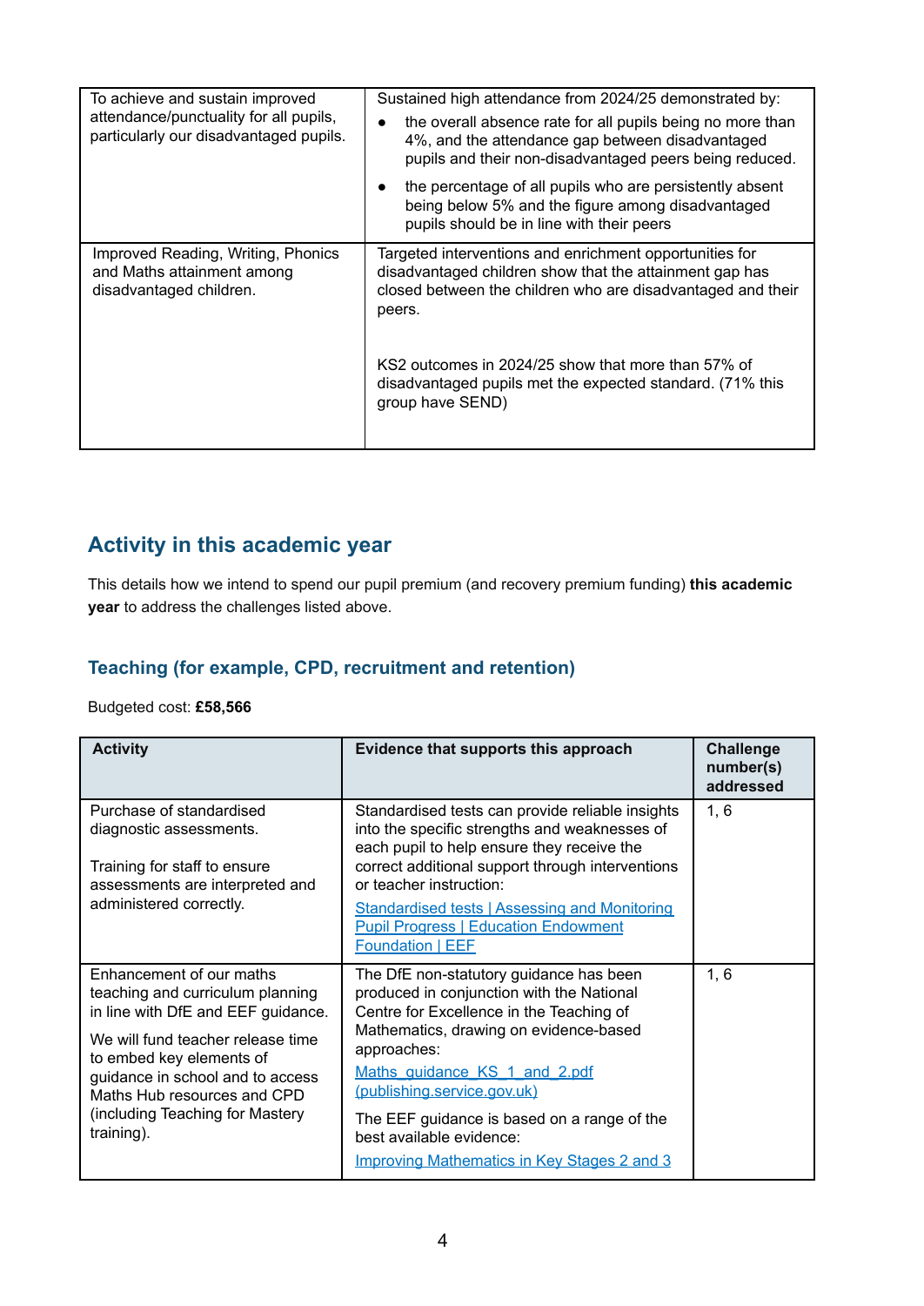| | |
|---|---|
| To achieve and sustain improved attendance/punctuality for all pupils, particularly our disadvantaged pupils. | Sustained high attendance from 2024/25 demonstrated by:<br>• the overall absence rate for all pupils being no more than 4%, and the attendance gap between disadvantaged pupils and their non-disadvantaged peers being reduced.<br>• the percentage of all pupils who are persistently absent being below 5% and the figure among disadvantaged pupils should be in line with their peers |
| Improved Reading, Writing, Phonics and Maths attainment among disadvantaged children. | Targeted interventions and enrichment opportunities for disadvantaged children show that the attainment gap has closed between the children who are disadvantaged and their peers.<br><br>KS2 outcomes in 2024/25 show that more than 57% of disadvantaged pupils met the expected standard. (71% this group have SEND) |

## Activity in this academic year

This details how we intend to spend our pupil premium (and recovery premium funding) **this academic year** to address the challenges listed above.

### Teaching (for example, CPD, recruitment and retention)

Budgeted cost: **£58,566**

| Activity | Evidence that supports this approach | Challenge number(s) addressed |
|---|---|---|
| Purchase of standardised diagnostic assessments.<br><br>Training for staff to ensure assessments are interpreted and administered correctly. | Standardised tests can provide reliable insights into the specific strengths and weaknesses of each pupil to help ensure they receive the correct additional support through interventions or teacher instruction:<br>[Standardised tests \| Assessing and Monitoring Pupil Progress \| Education Endowment Foundation \| EEF]() | 1, 6 |
| Enhancement of our maths teaching and curriculum planning in line with DfE and EEF guidance.<br><br>We will fund teacher release time to embed key elements of guidance in school and to access Maths Hub resources and CPD (including Teaching for Mastery training). | The DfE non-statutory guidance has been produced in conjunction with the National Centre for Excellence in the Teaching of Mathematics, drawing on evidence-based approaches:<br>[Maths_guidance_KS_1_and_2.pdf (publishing.service.gov.uk)]()<br><br>The EEF guidance is based on a range of the best available evidence:<br>[Improving Mathematics in Key Stages 2 and 3]() | 1, 6 |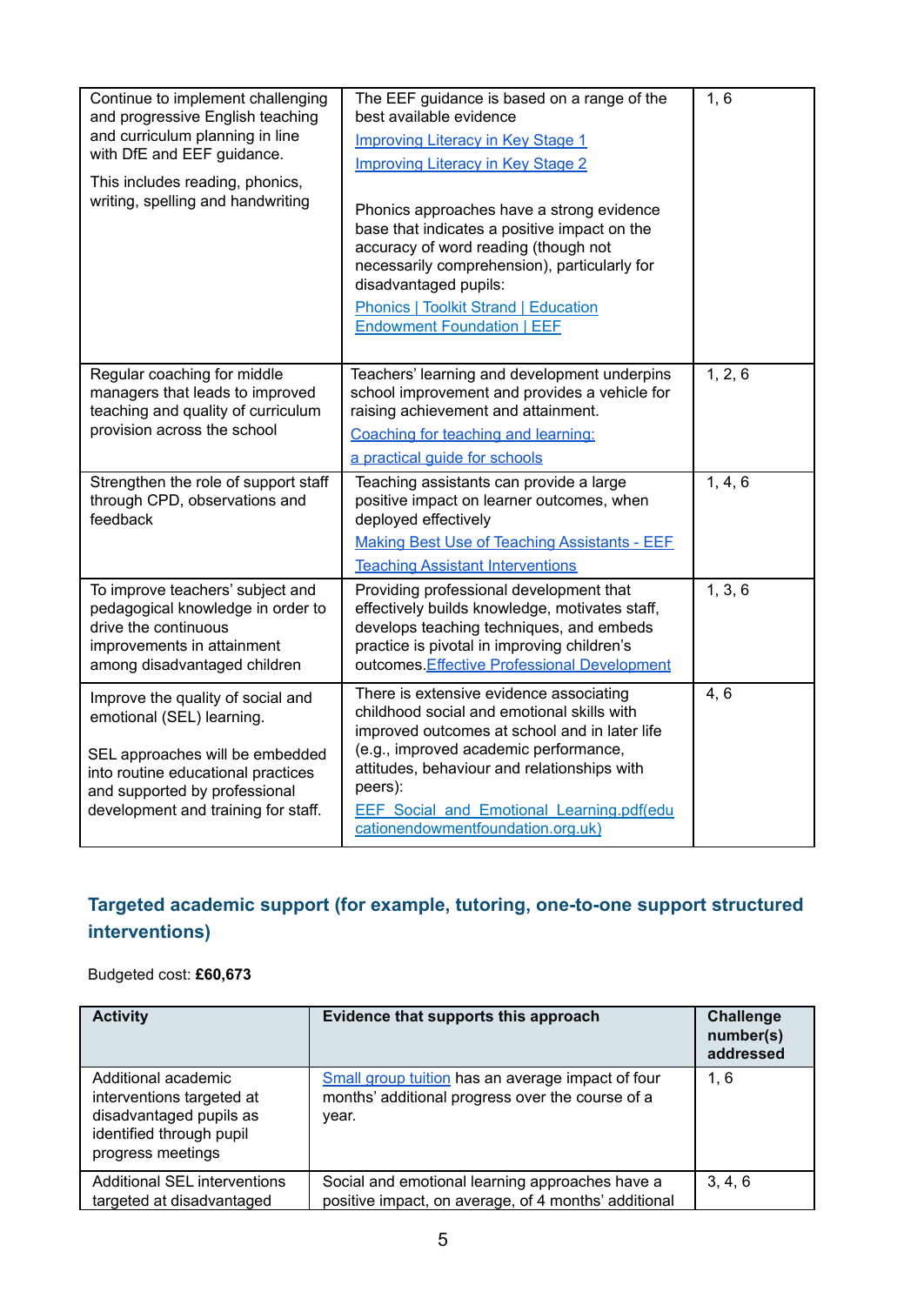| | | |
|---|---|---|
| Continue to implement challenging and progressive English teaching and curriculum planning in line with DfE and EEF guidance.<br><br>This includes reading, phonics, writing, spelling and handwriting | The EEF guidance is based on a range of the best available evidence<br>Improving Literacy in Key Stage 1<br>Improving Literacy in Key Stage 2<br><br>Phonics approaches have a strong evidence base that indicates a positive impact on the accuracy of word reading (though not necessarily comprehension), particularly for disadvantaged pupils:<br>Phonics \| Toolkit Strand \| Education Endowment Foundation \| EEF | 1, 6 |
| Regular coaching for middle managers that leads to improved teaching and quality of curriculum provision across the school | Teachers' learning and development underpins school improvement and provides a vehicle for raising achievement and attainment.<br>Coaching for teaching and learning:<br>a practical guide for schools | 1, 2, 6 |
| Strengthen the role of support staff through CPD, observations and feedback | Teaching assistants can provide a large positive impact on learner outcomes, when deployed effectively<br>Making Best Use of Teaching Assistants - EEF<br>Teaching Assistant Interventions | 1, 4, 6 |
| To improve teachers' subject and pedagogical knowledge in order to drive the continuous improvements in attainment among disadvantaged children | Providing professional development that effectively builds knowledge, motivates staff, develops teaching techniques, and embeds practice is pivotal in improving children's outcomes.Effective Professional Development | 1, 3, 6 |
| Improve the quality of social and emotional (SEL) learning.<br><br>SEL approaches will be embedded into routine educational practices and supported by professional development and training for staff. | There is extensive evidence associating childhood social and emotional skills with improved outcomes at school and in later life (e.g., improved academic performance, attitudes, behaviour and relationships with peers):<br>EEF_Social_and_Emotional_Learning.pdf(educationendowmentfoundation.org.uk) | 4, 6 |

## Targeted academic support (for example, tutoring, one-to-one support structured interventions)

Budgeted cost: **£60,673**

| Activity | Evidence that supports this approach | Challenge number(s) addressed |
|---|---|---|
| Additional academic interventions targeted at disadvantaged pupils as identified through pupil progress meetings | Small group tuition has an average impact of four months' additional progress over the course of a year. | 1, 6 |
| Additional SEL interventions targeted at disadvantaged | Social and emotional learning approaches have a positive impact, on average, of 4 months' additional | 3, 4, 6 |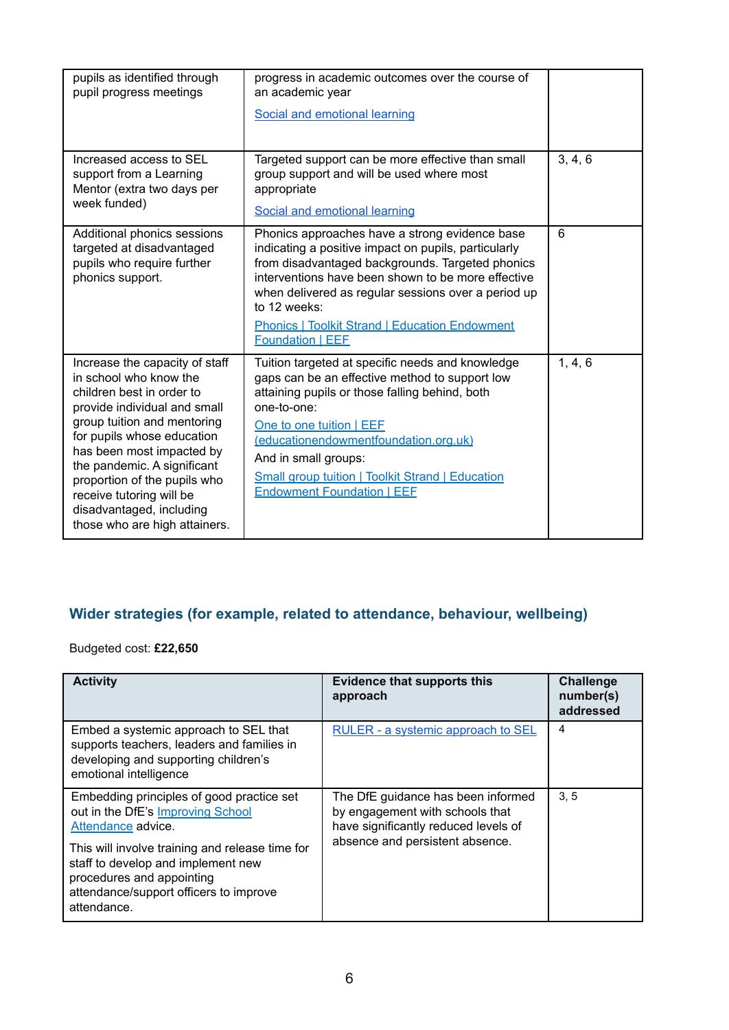| | | |
|---|---|---|
| pupils as identified through pupil progress meetings | progress in academic outcomes over the course of an academic year<br><br>Social and emotional learning | |
| Increased access to SEL support from a Learning Mentor (extra two days per week funded) | Targeted support can be more effective than small group support and will be used where most appropriate<br><br>Social and emotional learning | 3, 4, 6 |
| Additional phonics sessions targeted at disadvantaged pupils who require further phonics support. | Phonics approaches have a strong evidence base indicating a positive impact on pupils, particularly from disadvantaged backgrounds. Targeted phonics interventions have been shown to be more effective when delivered as regular sessions over a period up to 12 weeks:<br><br>Phonics \| Toolkit Strand \| Education Endowment Foundation \| EEF | 6 |
| Increase the capacity of staff in school who know the children best in order to provide individual and small group tuition and mentoring for pupils whose education has been most impacted by the pandemic. A significant proportion of the pupils who receive tutoring will be disadvantaged, including those who are high attainers. | Tuition targeted at specific needs and knowledge gaps can be an effective method to support low attaining pupils or those falling behind, both one-to-one:<br><br>One to one tuition \| EEF (educationendowmentfoundation.org.uk)<br><br>And in small groups:<br><br>Small group tuition \| Toolkit Strand \| Education Endowment Foundation \| EEF | 1, 4, 6 |

## Wider strategies (for example, related to attendance, behaviour, wellbeing)

Budgeted cost: **£22,650**

| Activity | Evidence that supports this approach | Challenge number(s) addressed |
|---|---|---|
| Embed a systemic approach to SEL that supports teachers, leaders and families in developing and supporting children's emotional intelligence | RULER - a systemic approach to SEL | 4 |
| Embedding principles of good practice set out in the DfE's Improving School Attendance advice.<br><br>This will involve training and release time for staff to develop and implement new procedures and appointing attendance/support officers to improve attendance. | The DfE guidance has been informed by engagement with schools that have significantly reduced levels of absence and persistent absence. | 3, 5 |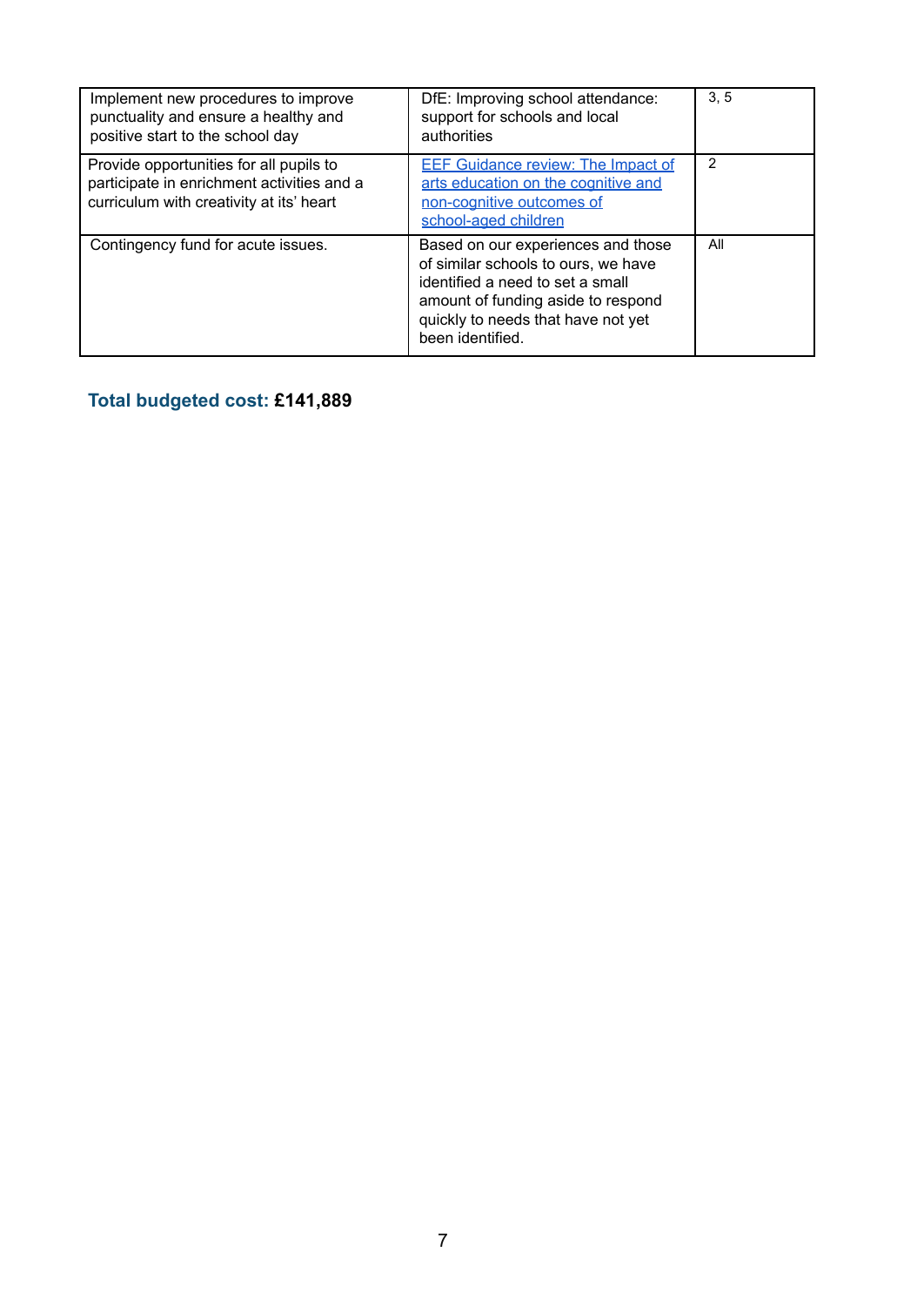| Implement new procedures to improve punctuality and ensure a healthy and positive start to the school day | DfE: Improving school attendance: support for schools and local authorities | 3, 5 |
| --- | --- | --- |
| Provide opportunities for all pupils to participate in enrichment activities and a curriculum with creativity at its' heart | [EEF Guidance review: The Impact of arts education on the cognitive and non-cognitive outcomes of school-aged children]() | 2 |
| Contingency fund for acute issues. | Based on our experiences and those of similar schools to ours, we have identified a need to set a small amount of funding aside to respond quickly to needs that have not yet been identified. | All |

**Total budgeted cost: £141,889**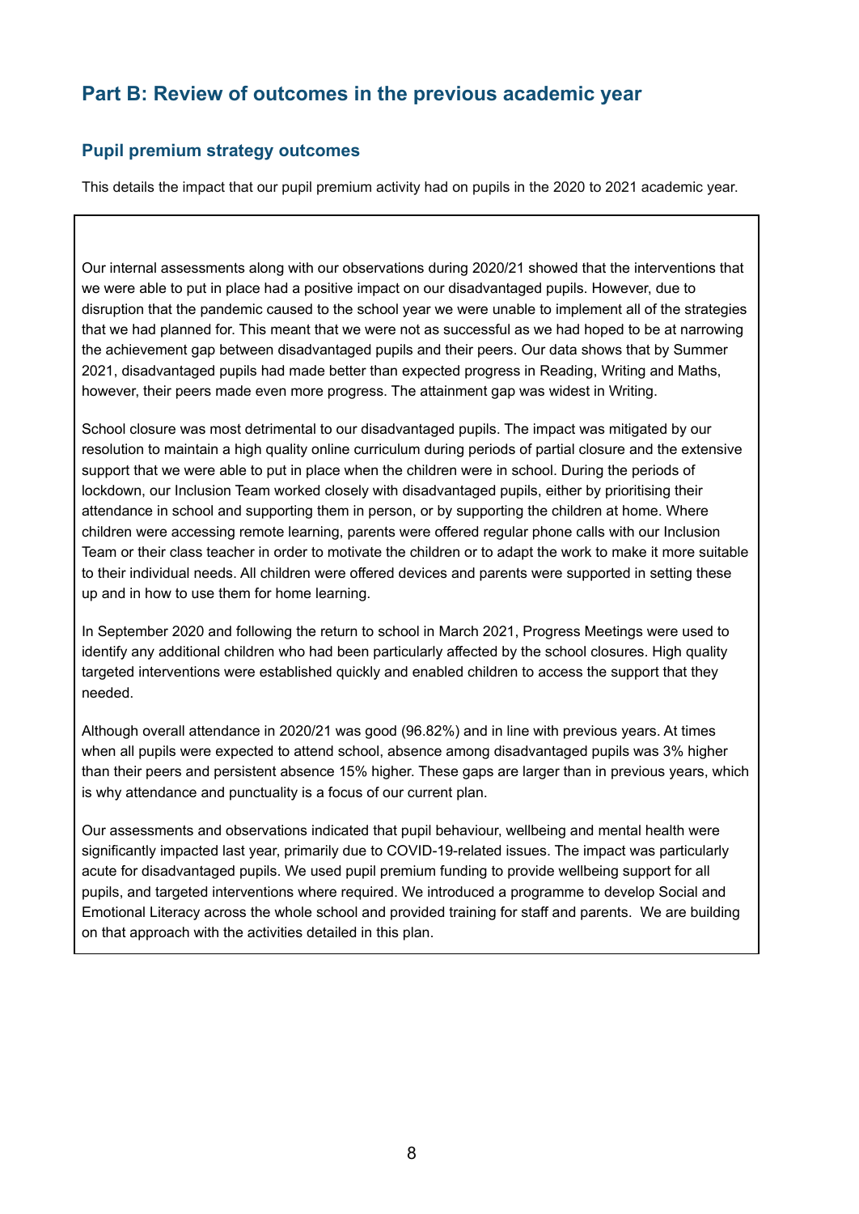## Part B: Review of outcomes in the previous academic year

### Pupil premium strategy outcomes

This details the impact that our pupil premium activity had on pupils in the 2020 to 2021 academic year.

Our internal assessments along with our observations during 2020/21 showed that the interventions that we were able to put in place had a positive impact on our disadvantaged pupils. However, due to disruption that the pandemic caused to the school year we were unable to implement all of the strategies that we had planned for. This meant that we were not as successful as we had hoped to be at narrowing the achievement gap between disadvantaged pupils and their peers. Our data shows that by Summer 2021, disadvantaged pupils had made better than expected progress in Reading, Writing and Maths, however, their peers made even more progress. The attainment gap was widest in Writing.

School closure was most detrimental to our disadvantaged pupils. The impact was mitigated by our resolution to maintain a high quality online curriculum during periods of partial closure and the extensive support that we were able to put in place when the children were in school. During the periods of lockdown, our Inclusion Team worked closely with disadvantaged pupils, either by prioritising their attendance in school and supporting them in person, or by supporting the children at home. Where children were accessing remote learning, parents were offered regular phone calls with our Inclusion Team or their class teacher in order to motivate the children or to adapt the work to make it more suitable to their individual needs. All children were offered devices and parents were supported in setting these up and in how to use them for home learning.

In September 2020 and following the return to school in March 2021, Progress Meetings were used to identify any additional children who had been particularly affected by the school closures. High quality targeted interventions were established quickly and enabled children to access the support that they needed.

Although overall attendance in 2020/21 was good (96.82%) and in line with previous years. At times when all pupils were expected to attend school, absence among disadvantaged pupils was 3% higher than their peers and persistent absence 15% higher. These gaps are larger than in previous years, which is why attendance and punctuality is a focus of our current plan.

Our assessments and observations indicated that pupil behaviour, wellbeing and mental health were significantly impacted last year, primarily due to COVID-19-related issues. The impact was particularly acute for disadvantaged pupils. We used pupil premium funding to provide wellbeing support for all pupils, and targeted interventions where required. We introduced a programme to develop Social and Emotional Literacy across the whole school and provided training for staff and parents. We are building on that approach with the activities detailed in this plan.